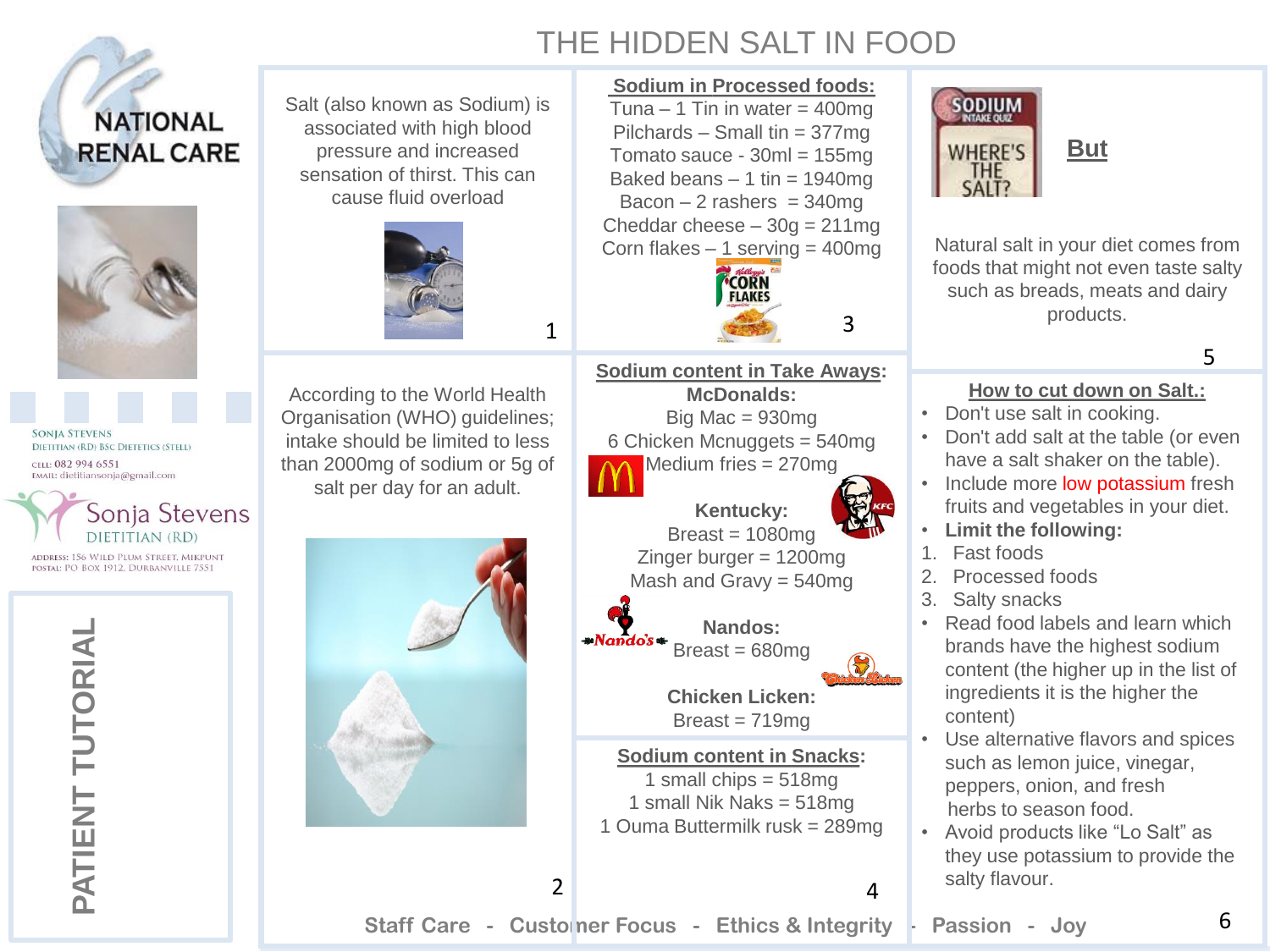# THE HIDDEN SALT IN FOOD

**NATIONAL RENAL CARE**

SONJA STEVENS
DIETITIAN (RD) BSC DIETETICS (STELL)
CELL: 082 994 6551
EMAIL: dietitiansonja@gmail.com

Sonja Stevens
DIETITIAN (RD)

ADDRESS: 156 WILD PLUM STREET, MIKPUNT
POSTAL: PO BOX 1912, DURBANVILLE 7551

**PATIENT TUTORIAL**

Salt (also known as Sodium) is associated with high blood pressure and increased sensation of thirst. This can cause fluid overload

According to the World Health Organisation (WHO) guidelines; intake should be limited to less than 2000mg of sodium or 5g of salt per day for an adult.

**Sodium in Processed foods:**

Tuna – 1 Tin in water = 400mg
Pilchards – Small tin = 377mg
Tomato sauce - 30ml = 155mg
Baked beans – 1 tin = 1940mg
Bacon – 2 rashers = 340mg
Cheddar cheese – 30g = 211mg
Corn flakes – 1 serving = 400mg

**Sodium content in Take Aways:**

**McDonalds:**
Big Mac = 930mg
6 Chicken Mcnuggets = 540mg
Medium fries = 270mg

**Kentucky:**
Breast = 1080mg
Zinger burger = 1200mg
Mash and Gravy = 540mg

**Nandos:**
Breast = 680mg

**Chicken Licken:**
Breast = 719mg

**Sodium content in Snacks:**

1 small chips = 518mg
1 small Nik Naks = 518mg
1 Ouma Buttermilk rusk = 289mg

SODIUM INTAKE QUIZ — WHERE'S THE SALT?

**But**

Natural salt in your diet comes from foods that might not even taste salty such as breads, meats and dairy products.

**How to cut down on Salt.:**

- Don't use salt in cooking.
- Don't add salt at the table (or even have a salt shaker on the table).
- Include more low potassium fresh fruits and vegetables in your diet.
- **Limit the following:**
  1. Fast foods
  2. Processed foods
  3. Salty snacks
- Read food labels and learn which brands have the highest sodium content (the higher up in the list of ingredients it is the higher the content)
- Use alternative flavors and spices such as lemon juice, vinegar, peppers, onion, and fresh herbs to season food.
- Avoid products like "Lo Salt" as they use potassium to provide the salty flavour.

Staff Care - Customer Focus - Ethics & Integrity - Passion - Joy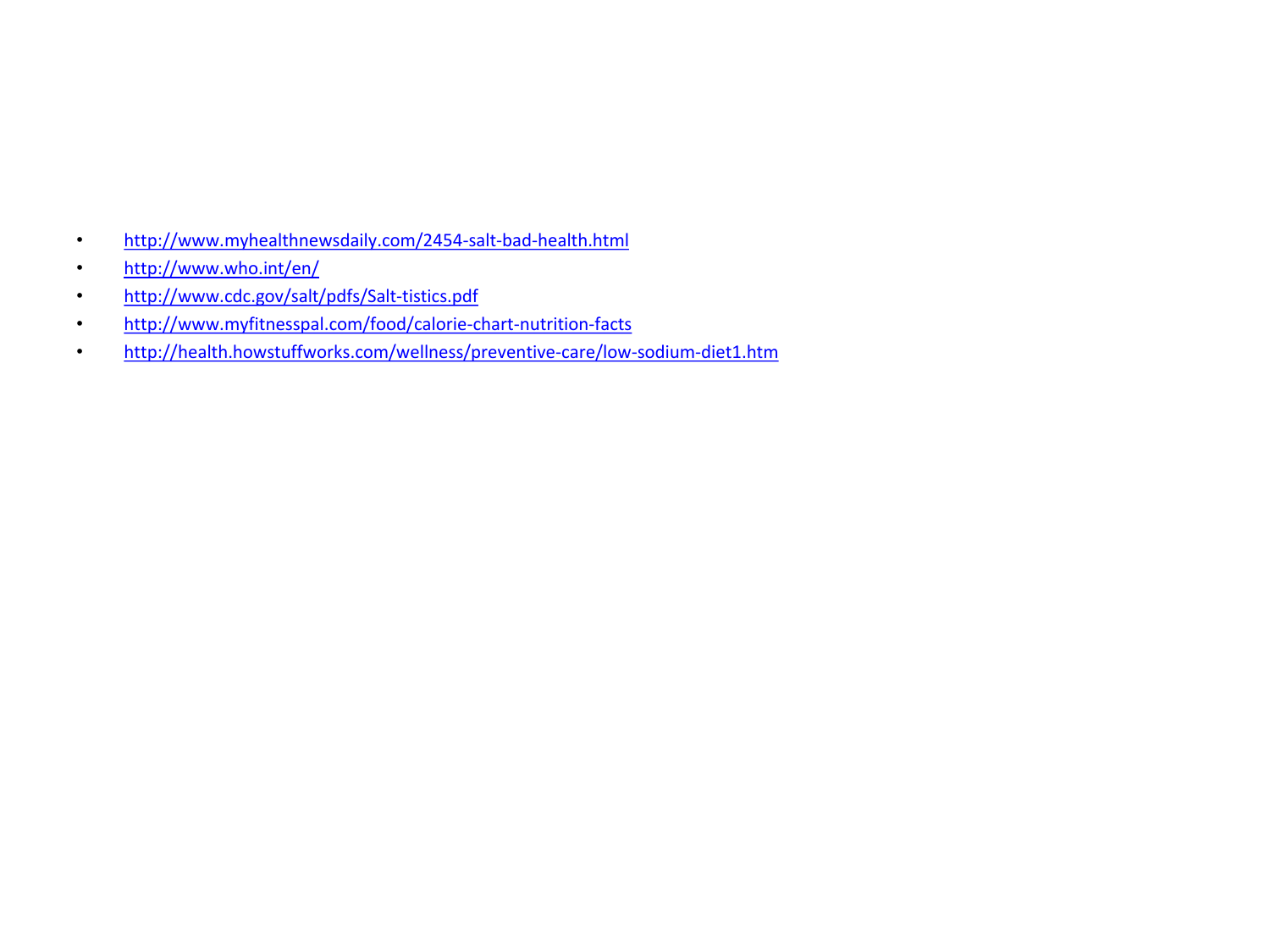- http://www.myhealthnewsdaily.com/2454-salt-bad-health.html
- http://www.who.int/en/
- http://www.cdc.gov/salt/pdfs/Salt-tistics.pdf
- http://www.myfitnesspal.com/food/calorie-chart-nutrition-facts
- http://health.howstuffworks.com/wellness/preventive-care/low-sodium-diet1.htm